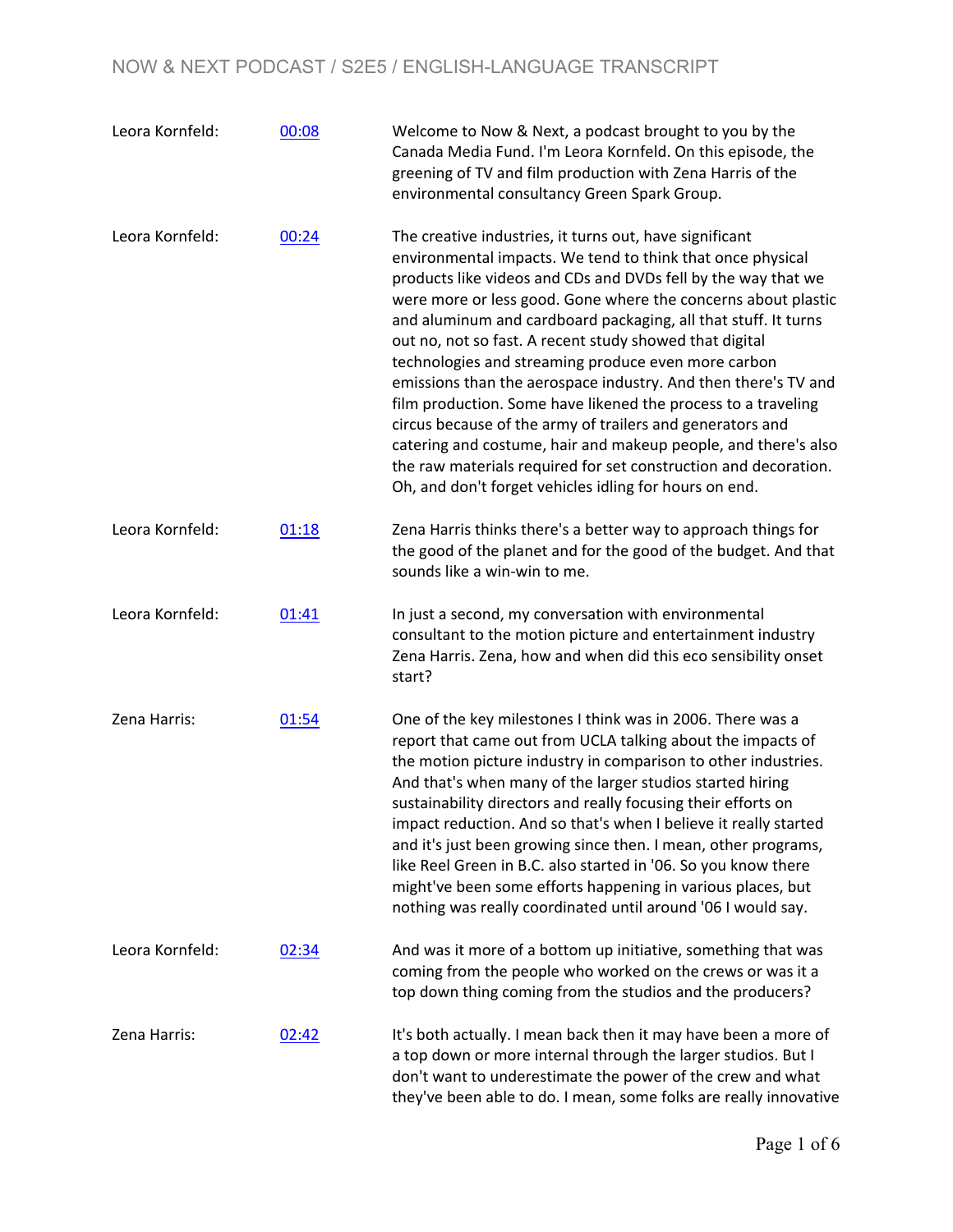| | | |
|---|---|---|
| Leora Kornfeld: | 00:08 | Welcome to Now & Next, a podcast brought to you by the Canada Media Fund. I'm Leora Kornfeld. On this episode, the greening of TV and film production with Zena Harris of the environmental consultancy Green Spark Group. |
| Leora Kornfeld: | 00:24 | The creative industries, it turns out, have significant environmental impacts. We tend to think that once physical products like videos and CDs and DVDs fell by the way that we were more or less good. Gone where the concerns about plastic and aluminum and cardboard packaging, all that stuff. It turns out no, not so fast. A recent study showed that digital technologies and streaming produce even more carbon emissions than the aerospace industry. And then there's TV and film production. Some have likened the process to a traveling circus because of the army of trailers and generators and catering and costume, hair and makeup people, and there's also the raw materials required for set construction and decoration. Oh, and don't forget vehicles idling for hours on end. |
| Leora Kornfeld: | 01:18 | Zena Harris thinks there's a better way to approach things for the good of the planet and for the good of the budget. And that sounds like a win-win to me. |
| Leora Kornfeld: | 01:41 | In just a second, my conversation with environmental consultant to the motion picture and entertainment industry Zena Harris. Zena, how and when did this eco sensibility onset start? |
| Zena Harris: | 01:54 | One of the key milestones I think was in 2006. There was a report that came out from UCLA talking about the impacts of the motion picture industry in comparison to other industries. And that's when many of the larger studios started hiring sustainability directors and really focusing their efforts on impact reduction. And so that's when I believe it really started and it's just been growing since then. I mean, other programs, like Reel Green in B.C. also started in '06. So you know there might've been some efforts happening in various places, but nothing was really coordinated until around '06 I would say. |
| Leora Kornfeld: | 02:34 | And was it more of a bottom up initiative, something that was coming from the people who worked on the crews or was it a top down thing coming from the studios and the producers? |
| Zena Harris: | 02:42 | It's both actually. I mean back then it may have been a more of a top down or more internal through the larger studios. But I don't want to underestimate the power of the crew and what they've been able to do. I mean, some folks are really innovative |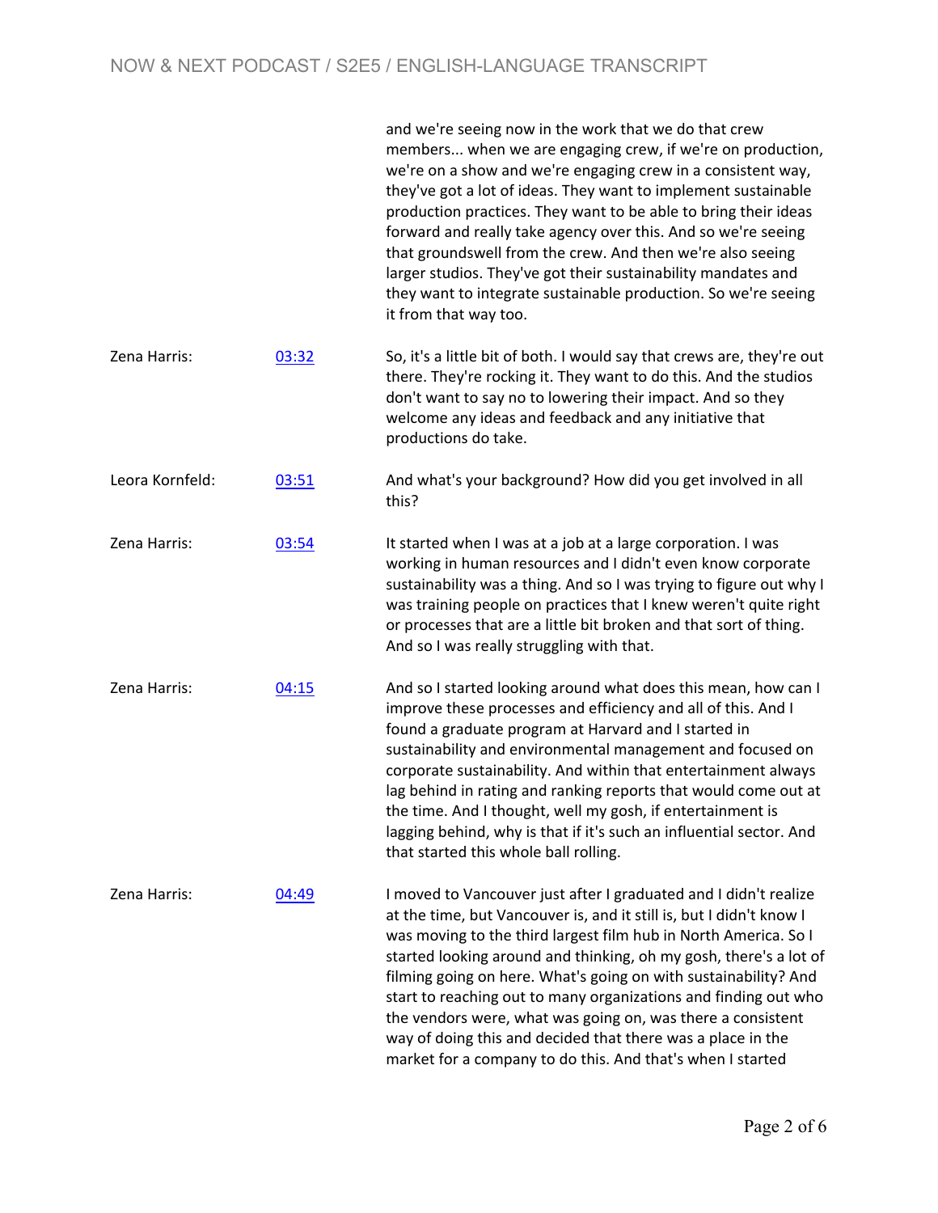| | | |
|---|---|---|
| | | and we're seeing now in the work that we do that crew members... when we are engaging crew, if we're on production, we're on a show and we're engaging crew in a consistent way, they've got a lot of ideas. They want to implement sustainable production practices. They want to be able to bring their ideas forward and really take agency over this. And so we're seeing that groundswell from the crew. And then we're also seeing larger studios. They've got their sustainability mandates and they want to integrate sustainable production. So we're seeing it from that way too. |
| Zena Harris: | 03:32 | So, it's a little bit of both. I would say that crews are, they're out there. They're rocking it. They want to do this. And the studios don't want to say no to lowering their impact. And so they welcome any ideas and feedback and any initiative that productions do take. |
| Leora Kornfeld: | 03:51 | And what's your background? How did you get involved in all this? |
| Zena Harris: | 03:54 | It started when I was at a job at a large corporation. I was working in human resources and I didn't even know corporate sustainability was a thing. And so I was trying to figure out why I was training people on practices that I knew weren't quite right or processes that are a little bit broken and that sort of thing. And so I was really struggling with that. |
| Zena Harris: | 04:15 | And so I started looking around what does this mean, how can I improve these processes and efficiency and all of this. And I found a graduate program at Harvard and I started in sustainability and environmental management and focused on corporate sustainability. And within that entertainment always lag behind in rating and ranking reports that would come out at the time. And I thought, well my gosh, if entertainment is lagging behind, why is that if it's such an influential sector. And that started this whole ball rolling. |
| Zena Harris: | 04:49 | I moved to Vancouver just after I graduated and I didn't realize at the time, but Vancouver is, and it still is, but I didn't know I was moving to the third largest film hub in North America. So I started looking around and thinking, oh my gosh, there's a lot of filming going on here. What's going on with sustainability? And start to reaching out to many organizations and finding out who the vendors were, what was going on, was there a consistent way of doing this and decided that there was a place in the market for a company to do this. And that's when I started |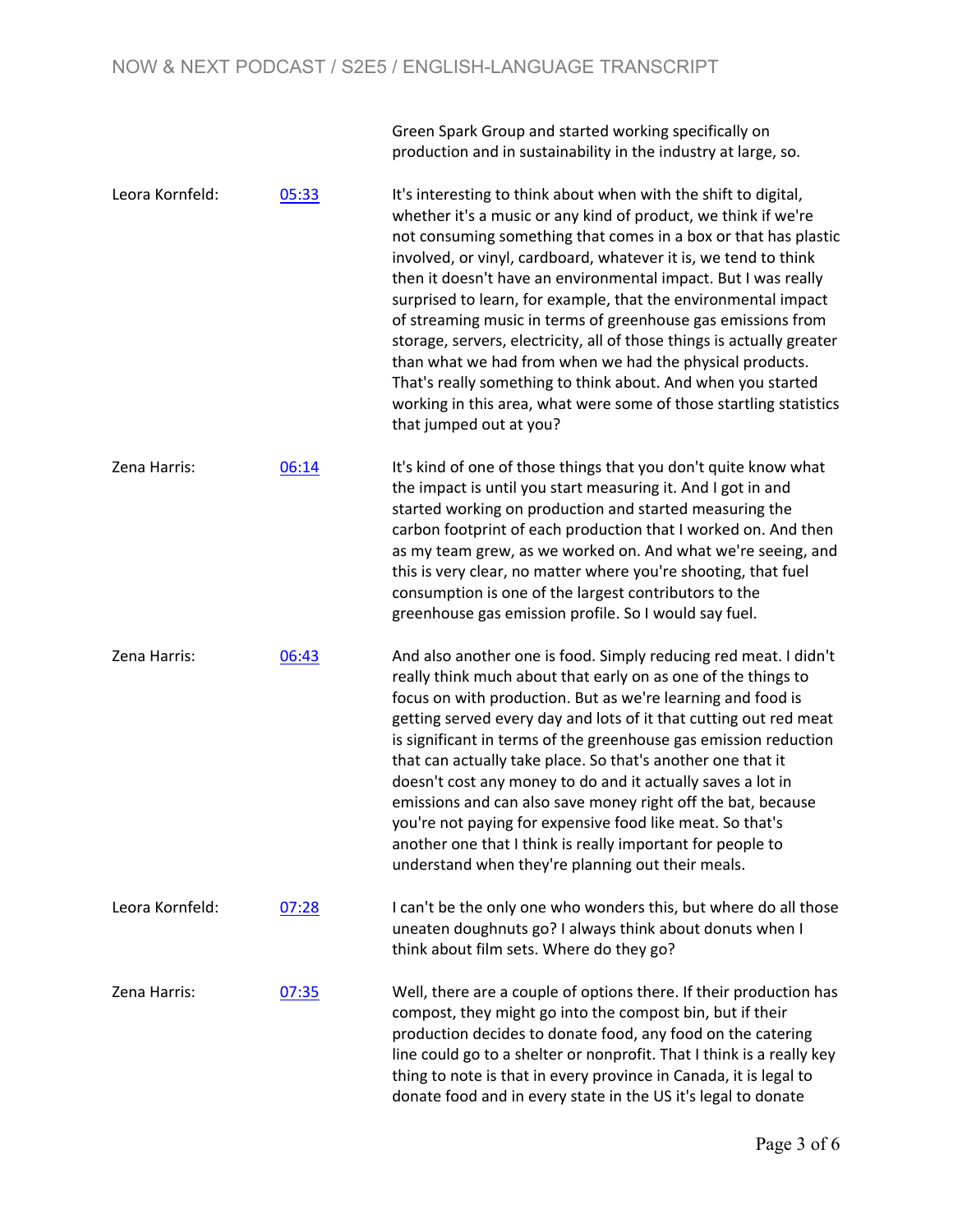Green Spark Group and started working specifically on production and in sustainability in the industry at large, so.

| | | |
|---|---|---|
| Leora Kornfeld: | 05:33 | It's interesting to think about when with the shift to digital, whether it's a music or any kind of product, we think if we're not consuming something that comes in a box or that has plastic involved, or vinyl, cardboard, whatever it is, we tend to think then it doesn't have an environmental impact. But I was really surprised to learn, for example, that the environmental impact of streaming music in terms of greenhouse gas emissions from storage, servers, electricity, all of those things is actually greater than what we had from when we had the physical products. That's really something to think about. And when you started working in this area, what were some of those startling statistics that jumped out at you? |
| Zena Harris: | 06:14 | It's kind of one of those things that you don't quite know what the impact is until you start measuring it. And I got in and started working on production and started measuring the carbon footprint of each production that I worked on. And then as my team grew, as we worked on. And what we're seeing, and this is very clear, no matter where you're shooting, that fuel consumption is one of the largest contributors to the greenhouse gas emission profile. So I would say fuel. |
| Zena Harris: | 06:43 | And also another one is food. Simply reducing red meat. I didn't really think much about that early on as one of the things to focus on with production. But as we're learning and food is getting served every day and lots of it that cutting out red meat is significant in terms of the greenhouse gas emission reduction that can actually take place. So that's another one that it doesn't cost any money to do and it actually saves a lot in emissions and can also save money right off the bat, because you're not paying for expensive food like meat. So that's another one that I think is really important for people to understand when they're planning out their meals. |
| Leora Kornfeld: | 07:28 | I can't be the only one who wonders this, but where do all those uneaten doughnuts go? I always think about donuts when I think about film sets. Where do they go? |
| Zena Harris: | 07:35 | Well, there are a couple of options there. If their production has compost, they might go into the compost bin, but if their production decides to donate food, any food on the catering line could go to a shelter or nonprofit. That I think is a really key thing to note is that in every province in Canada, it is legal to donate food and in every state in the US it's legal to donate |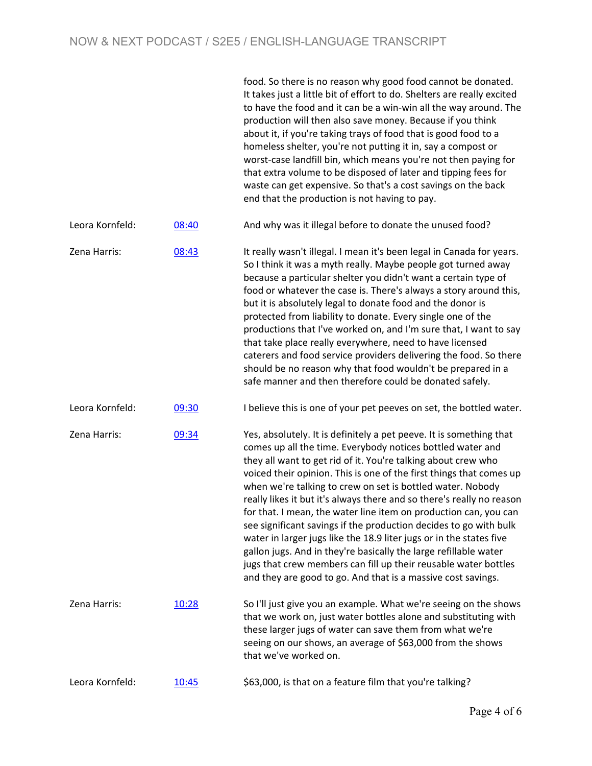food. So there is no reason why good food cannot be donated. It takes just a little bit of effort to do. Shelters are really excited to have the food and it can be a win-win all the way around. The production will then also save money. Because if you think about it, if you're taking trays of food that is good food to a homeless shelter, you're not putting it in, say a compost or worst-case landfill bin, which means you're not then paying for that extra volume to be disposed of later and tipping fees for waste can get expensive. So that's a cost savings on the back end that the production is not having to pay.

| | | |
|---|---|---|
| Leora Kornfeld: | [08:40] | And why was it illegal before to donate the unused food? |
| Zena Harris: | [08:43] | It really wasn't illegal. I mean it's been legal in Canada for years. So I think it was a myth really. Maybe people got turned away because a particular shelter you didn't want a certain type of food or whatever the case is. There's always a story around this, but it is absolutely legal to donate food and the donor is protected from liability to donate. Every single one of the productions that I've worked on, and I'm sure that, I want to say that take place really everywhere, need to have licensed caterers and food service providers delivering the food. So there should be no reason why that food wouldn't be prepared in a safe manner and then therefore could be donated safely. |
| Leora Kornfeld: | [09:30] | I believe this is one of your pet peeves on set, the bottled water. |
| Zena Harris: | [09:34] | Yes, absolutely. It is definitely a pet peeve. It is something that comes up all the time. Everybody notices bottled water and they all want to get rid of it. You're talking about crew who voiced their opinion. This is one of the first things that comes up when we're talking to crew on set is bottled water. Nobody really likes it but it's always there and so there's really no reason for that. I mean, the water line item on production can, you can see significant savings if the production decides to go with bulk water in larger jugs like the 18.9 liter jugs or in the states five gallon jugs. And in they're basically the large refillable water jugs that crew members can fill up their reusable water bottles and they are good to go. And that is a massive cost savings. |
| Zena Harris: | [10:28] | So I'll just give you an example. What we're seeing on the shows that we work on, just water bottles alone and substituting with these larger jugs of water can save them from what we're seeing on our shows, an average of $63,000 from the shows that we've worked on. |
| Leora Kornfeld: | [10:45] | $63,000, is that on a feature film that you're talking? |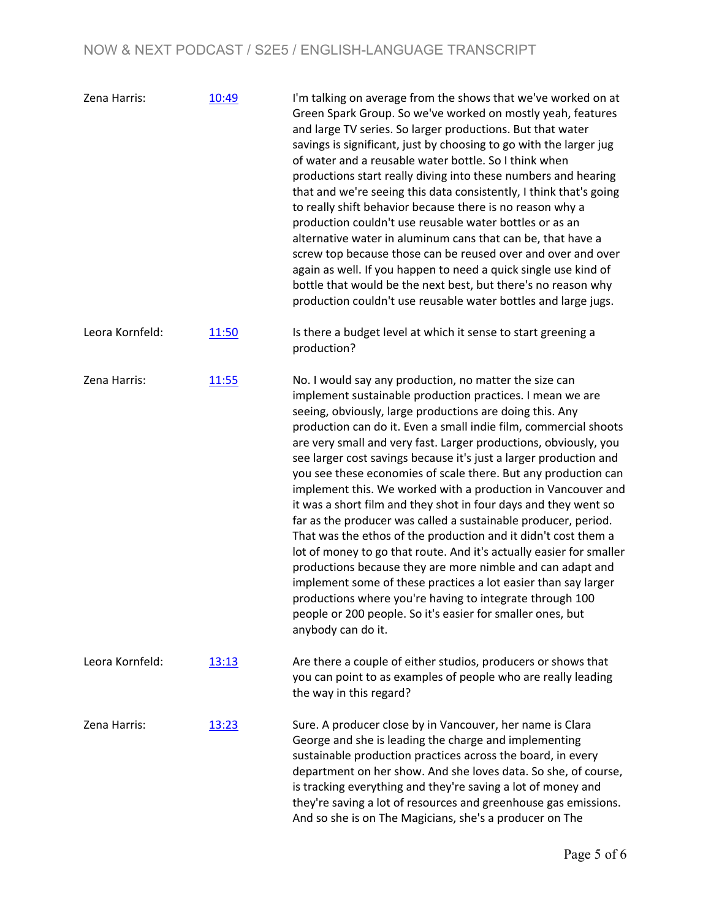| | | |
|---|---|---|
| Zena Harris: | [10:49]() | I'm talking on average from the shows that we've worked on at Green Spark Group. So we've worked on mostly yeah, features and large TV series. So larger productions. But that water savings is significant, just by choosing to go with the larger jug of water and a reusable water bottle. So I think when productions start really diving into these numbers and hearing that and we're seeing this data consistently, I think that's going to really shift behavior because there is no reason why a production couldn't use reusable water bottles or as an alternative water in aluminum cans that can be, that have a screw top because those can be reused over and over and over again as well. If you happen to need a quick single use kind of bottle that would be the next best, but there's no reason why production couldn't use reusable water bottles and large jugs. |
| Leora Kornfeld: | [11:50]() | Is there a budget level at which it sense to start greening a production? |
| Zena Harris: | [11:55]() | No. I would say any production, no matter the size can implement sustainable production practices. I mean we are seeing, obviously, large productions are doing this. Any production can do it. Even a small indie film, commercial shoots are very small and very fast. Larger productions, obviously, you see larger cost savings because it's just a larger production and you see these economies of scale there. But any production can implement this. We worked with a production in Vancouver and it was a short film and they shot in four days and they went so far as the producer was called a sustainable producer, period. That was the ethos of the production and it didn't cost them a lot of money to go that route. And it's actually easier for smaller productions because they are more nimble and can adapt and implement some of these practices a lot easier than say larger productions where you're having to integrate through 100 people or 200 people. So it's easier for smaller ones, but anybody can do it. |
| Leora Kornfeld: | [13:13]() | Are there a couple of either studios, producers or shows that you can point to as examples of people who are really leading the way in this regard? |
| Zena Harris: | [13:23]() | Sure. A producer close by in Vancouver, her name is Clara George and she is leading the charge and implementing sustainable production practices across the board, in every department on her show. And she loves data. So she, of course, is tracking everything and they're saving a lot of money and they're saving a lot of resources and greenhouse gas emissions. And so she is on The Magicians, she's a producer on The |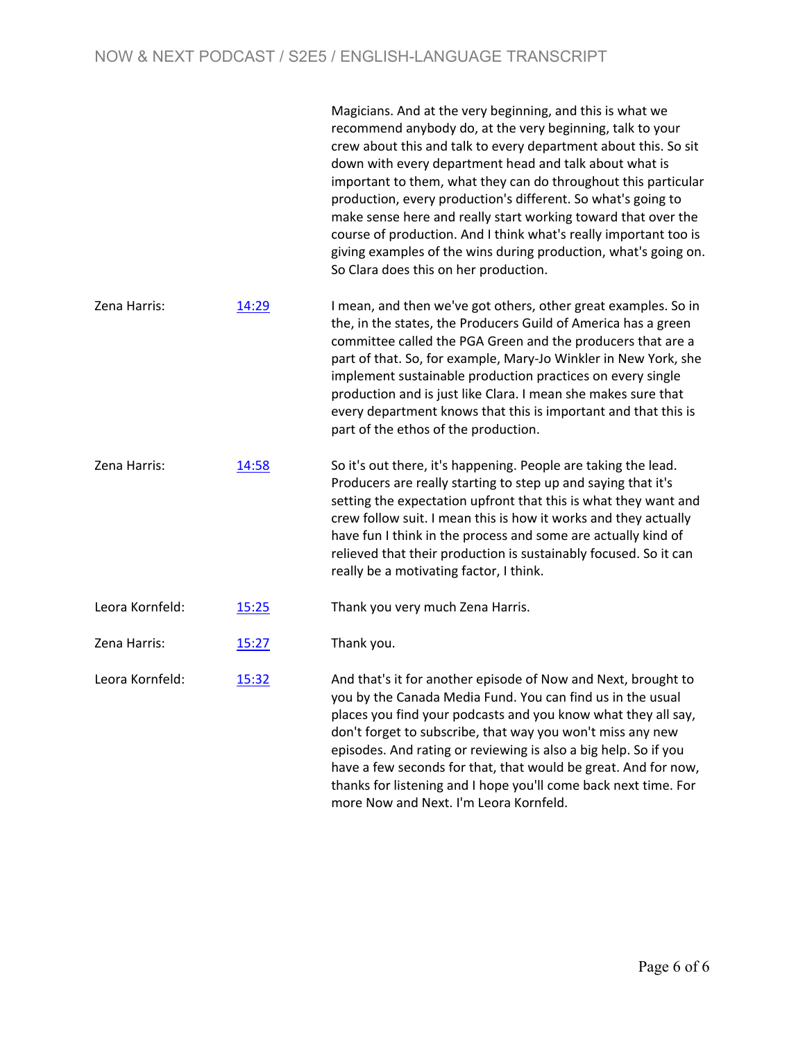Magicians. And at the very beginning, and this is what we recommend anybody do, at the very beginning, talk to your crew about this and talk to every department about this. So sit down with every department head and talk about what is important to them, what they can do throughout this particular production, every production's different. So what's going to make sense here and really start working toward that over the course of production. And I think what's really important too is giving examples of the wins during production, what's going on. So Clara does this on her production.

| | | |
|---|---|---|
| Zena Harris: | 14:29 | I mean, and then we've got others, other great examples. So in the, in the states, the Producers Guild of America has a green committee called the PGA Green and the producers that are a part of that. So, for example, Mary-Jo Winkler in New York, she implement sustainable production practices on every single production and is just like Clara. I mean she makes sure that every department knows that this is important and that this is part of the ethos of the production. |
| Zena Harris: | 14:58 | So it's out there, it's happening. People are taking the lead. Producers are really starting to step up and saying that it's setting the expectation upfront that this is what they want and crew follow suit. I mean this is how it works and they actually have fun I think in the process and some are actually kind of relieved that their production is sustainably focused. So it can really be a motivating factor, I think. |
| Leora Kornfeld: | 15:25 | Thank you very much Zena Harris. |
| Zena Harris: | 15:27 | Thank you. |
| Leora Kornfeld: | 15:32 | And that's it for another episode of Now and Next, brought to you by the Canada Media Fund. You can find us in the usual places you find your podcasts and you know what they all say, don't forget to subscribe, that way you won't miss any new episodes. And rating or reviewing is also a big help. So if you have a few seconds for that, that would be great. And for now, thanks for listening and I hope you'll come back next time. For more Now and Next. I'm Leora Kornfeld. |